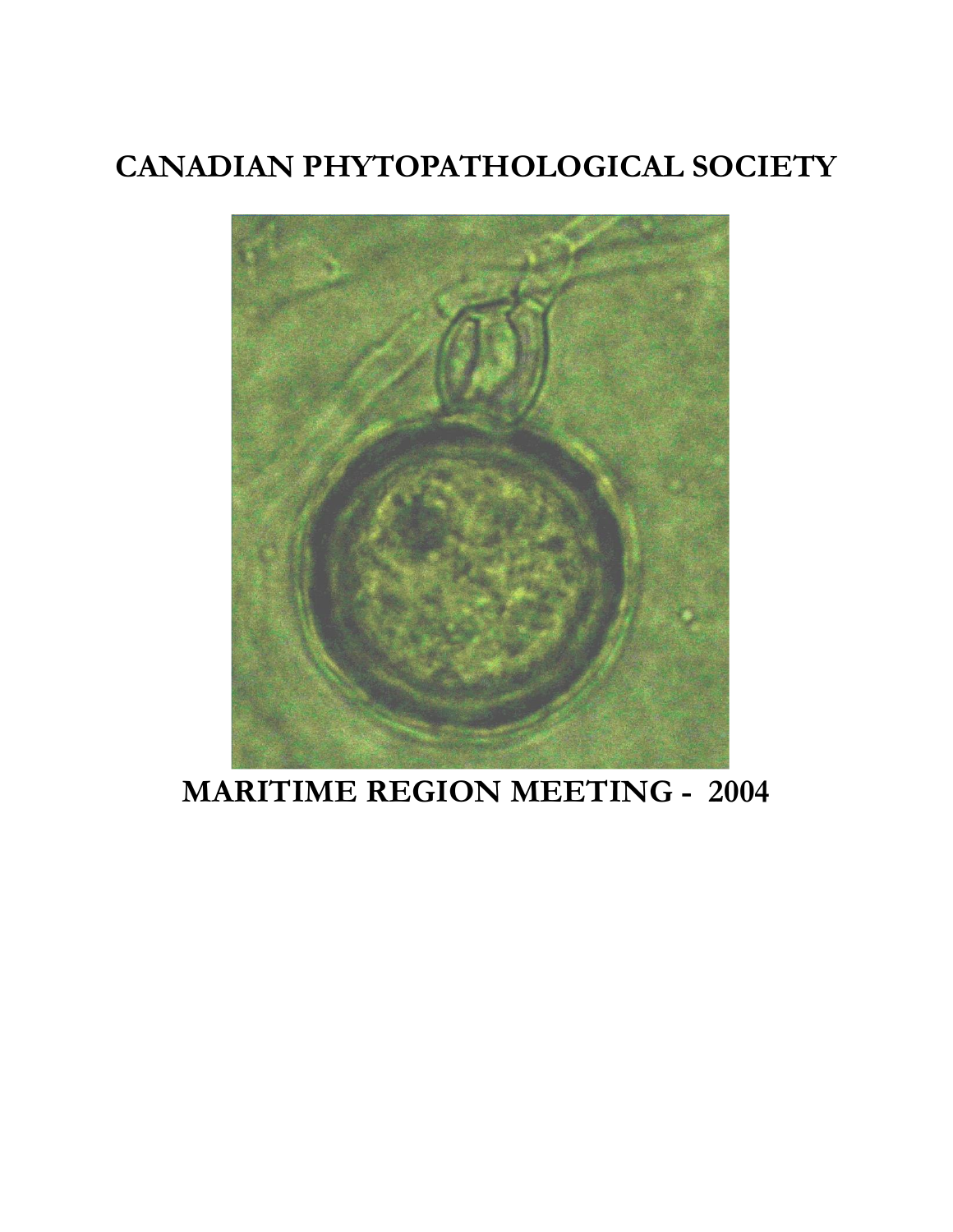# CANADIAN PHYTOPATHOLOGICAL SOCIETY

# MARITIME REGION MEETING - 2004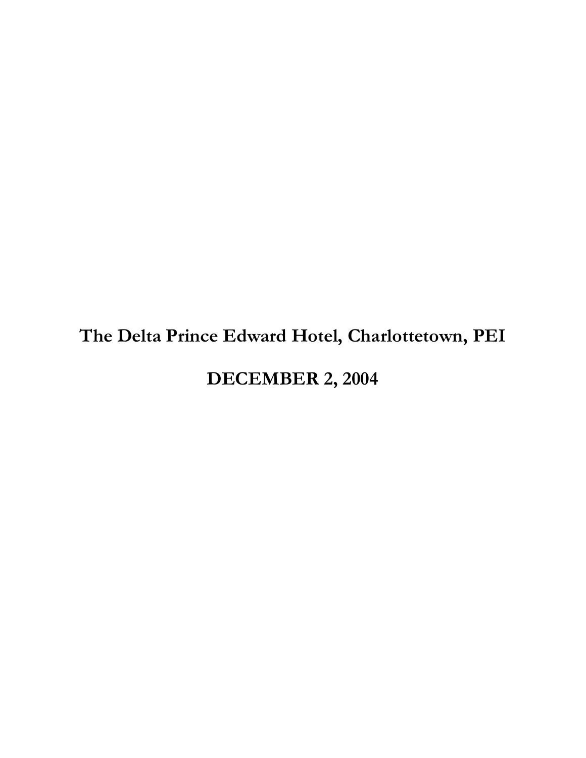**The Delta Prince Edward Hotel, Charlottetown, PEI**

**DECEMBER 2, 2004**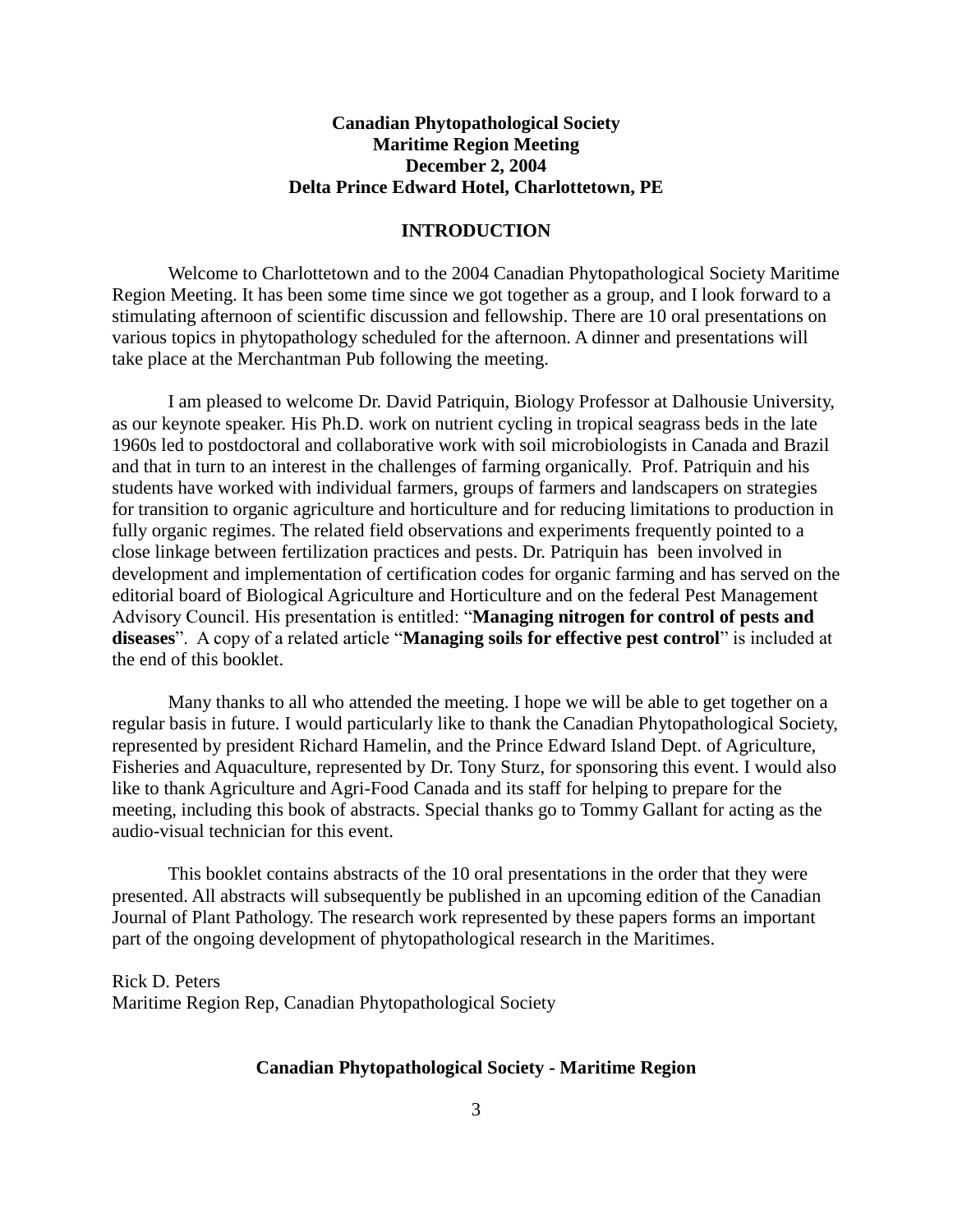**Canadian Phytopathological Society**
**Maritime Region Meeting**
**December 2, 2004**
**Delta Prince Edward Hotel, Charlottetown, PE**

## INTRODUCTION

Welcome to Charlottetown and to the 2004 Canadian Phytopathological Society Maritime Region Meeting. It has been some time since we got together as a group, and I look forward to a stimulating afternoon of scientific discussion and fellowship. There are 10 oral presentations on various topics in phytopathology scheduled for the afternoon. A dinner and presentations will take place at the Merchantman Pub following the meeting.

I am pleased to welcome Dr. David Patriquin, Biology Professor at Dalhousie University, as our keynote speaker. His Ph.D. work on nutrient cycling in tropical seagrass beds in the late 1960s led to postdoctoral and collaborative work with soil microbiologists in Canada and Brazil and that in turn to an interest in the challenges of farming organically. Prof. Patriquin and his students have worked with individual farmers, groups of farmers and landscapers on strategies for transition to organic agriculture and horticulture and for reducing limitations to production in fully organic regimes. The related field observations and experiments frequently pointed to a close linkage between fertilization practices and pests. Dr. Patriquin has been involved in development and implementation of certification codes for organic farming and has served on the editorial board of Biological Agriculture and Horticulture and on the federal Pest Management Advisory Council. His presentation is entitled: "**Managing nitrogen for control of pests and diseases**". A copy of a related article "**Managing soils for effective pest control**" is included at the end of this booklet.

Many thanks to all who attended the meeting. I hope we will be able to get together on a regular basis in future. I would particularly like to thank the Canadian Phytopathological Society, represented by president Richard Hamelin, and the Prince Edward Island Dept. of Agriculture, Fisheries and Aquaculture, represented by Dr. Tony Sturz, for sponsoring this event. I would also like to thank Agriculture and Agri-Food Canada and its staff for helping to prepare for the meeting, including this book of abstracts. Special thanks go to Tommy Gallant for acting as the audio-visual technician for this event.

This booklet contains abstracts of the 10 oral presentations in the order that they were presented. All abstracts will subsequently be published in an upcoming edition of the Canadian Journal of Plant Pathology. The research work represented by these papers forms an important part of the ongoing development of phytopathological research in the Maritimes.

Rick D. Peters
Maritime Region Rep, Canadian Phytopathological Society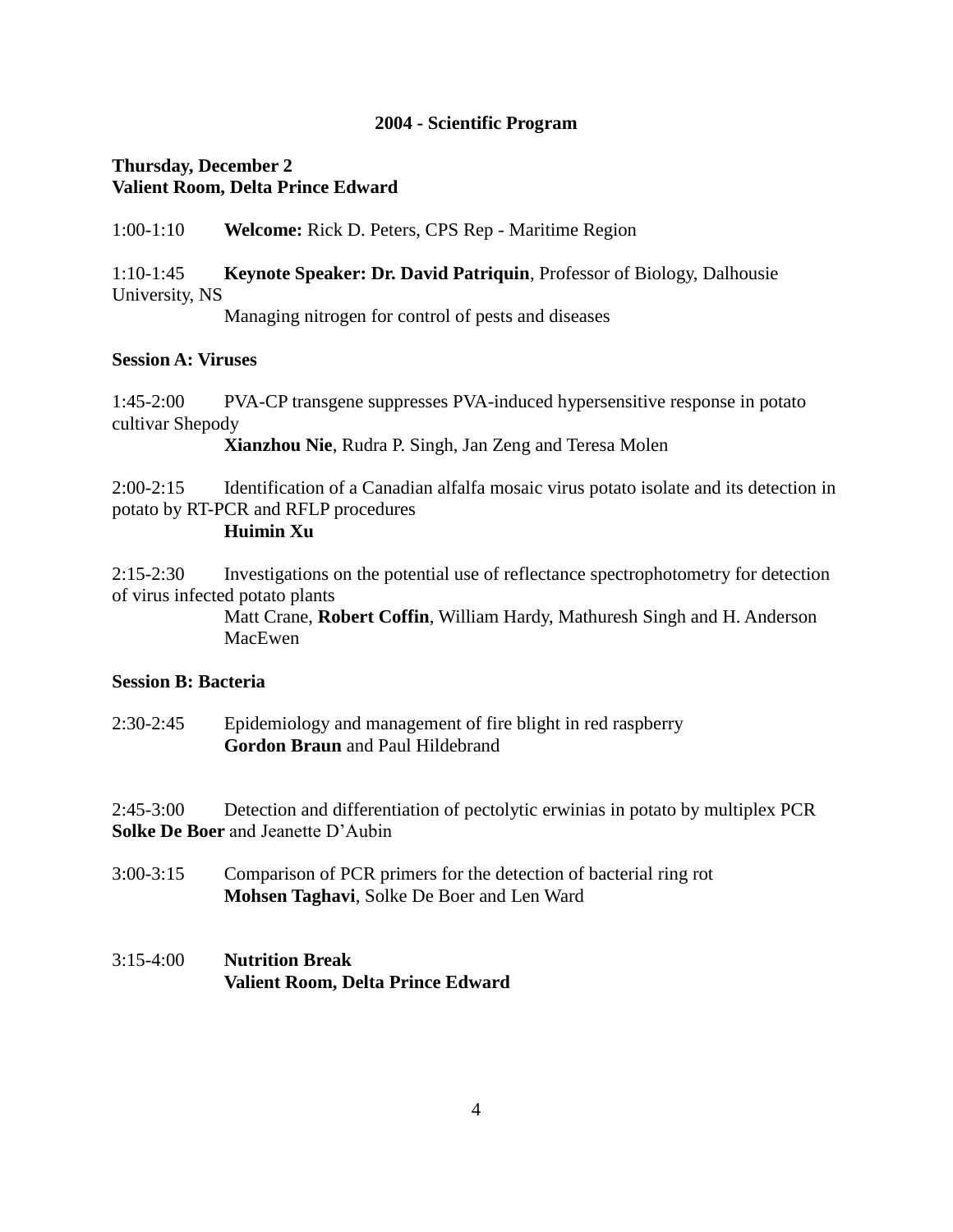## 2004 - Scientific Program

**Thursday, December 2**
**Valient Room, Delta Prince Edward**

1:00-1:10 **Welcome:** Rick D. Peters, CPS Rep - Maritime Region

1:10-1:45 **Keynote Speaker: Dr. David Patriquin**, Professor of Biology, Dalhousie University, NS
Managing nitrogen for control of pests and diseases

**Session A: Viruses**

1:45-2:00 PVA-CP transgene suppresses PVA-induced hypersensitive response in potato cultivar Shepody
**Xianzhou Nie**, Rudra P. Singh, Jan Zeng and Teresa Molen

2:00-2:15 Identification of a Canadian alfalfa mosaic virus potato isolate and its detection in potato by RT-PCR and RFLP procedures
**Huimin Xu**

2:15-2:30 Investigations on the potential use of reflectance spectrophotometry for detection of virus infected potato plants
Matt Crane, **Robert Coffin**, William Hardy, Mathuresh Singh and H. Anderson MacEwen

**Session B: Bacteria**

2:30-2:45 Epidemiology and management of fire blight in red raspberry
**Gordon Braun** and Paul Hildebrand

2:45-3:00 Detection and differentiation of pectolytic erwinias in potato by multiplex PCR
**Solke De Boer** and Jeanette D'Aubin

3:00-3:15 Comparison of PCR primers for the detection of bacterial ring rot
**Mohsen Taghavi**, Solke De Boer and Len Ward

3:15-4:00 **Nutrition Break**
**Valient Room, Delta Prince Edward**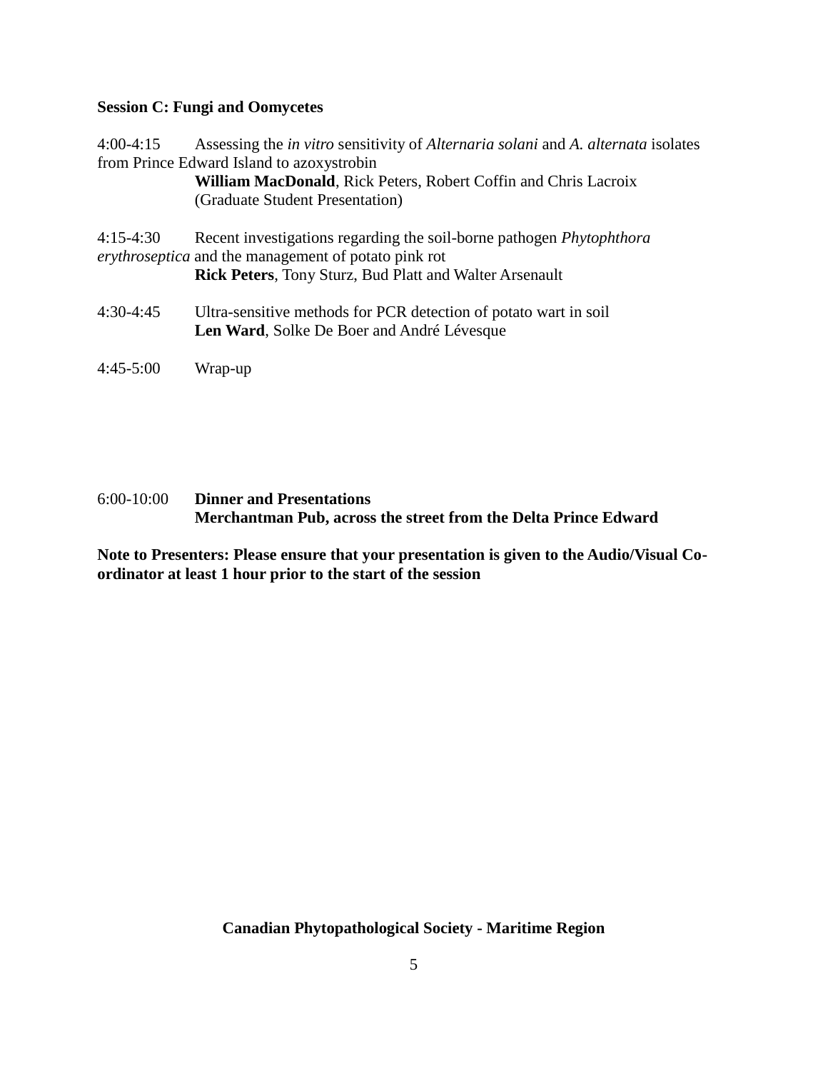**Session C: Fungi and Oomycetes**

4:00-4:15 Assessing the *in vitro* sensitivity of *Alternaria solani* and *A. alternata* isolates from Prince Edward Island to azoxystrobin
**William MacDonald**, Rick Peters, Robert Coffin and Chris Lacroix
(Graduate Student Presentation)

4:15-4:30 Recent investigations regarding the soil-borne pathogen *Phytophthora erythroseptica* and the management of potato pink rot
**Rick Peters**, Tony Sturz, Bud Platt and Walter Arsenault

4:30-4:45 Ultra-sensitive methods for PCR detection of potato wart in soil
**Len Ward**, Solke De Boer and André Lévesque

4:45-5:00 Wrap-up

6:00-10:00 **Dinner and Presentations**
**Merchantman Pub, across the street from the Delta Prince Edward**

**Note to Presenters: Please ensure that your presentation is given to the Audio/Visual Co-ordinator at least 1 hour prior to the start of the session**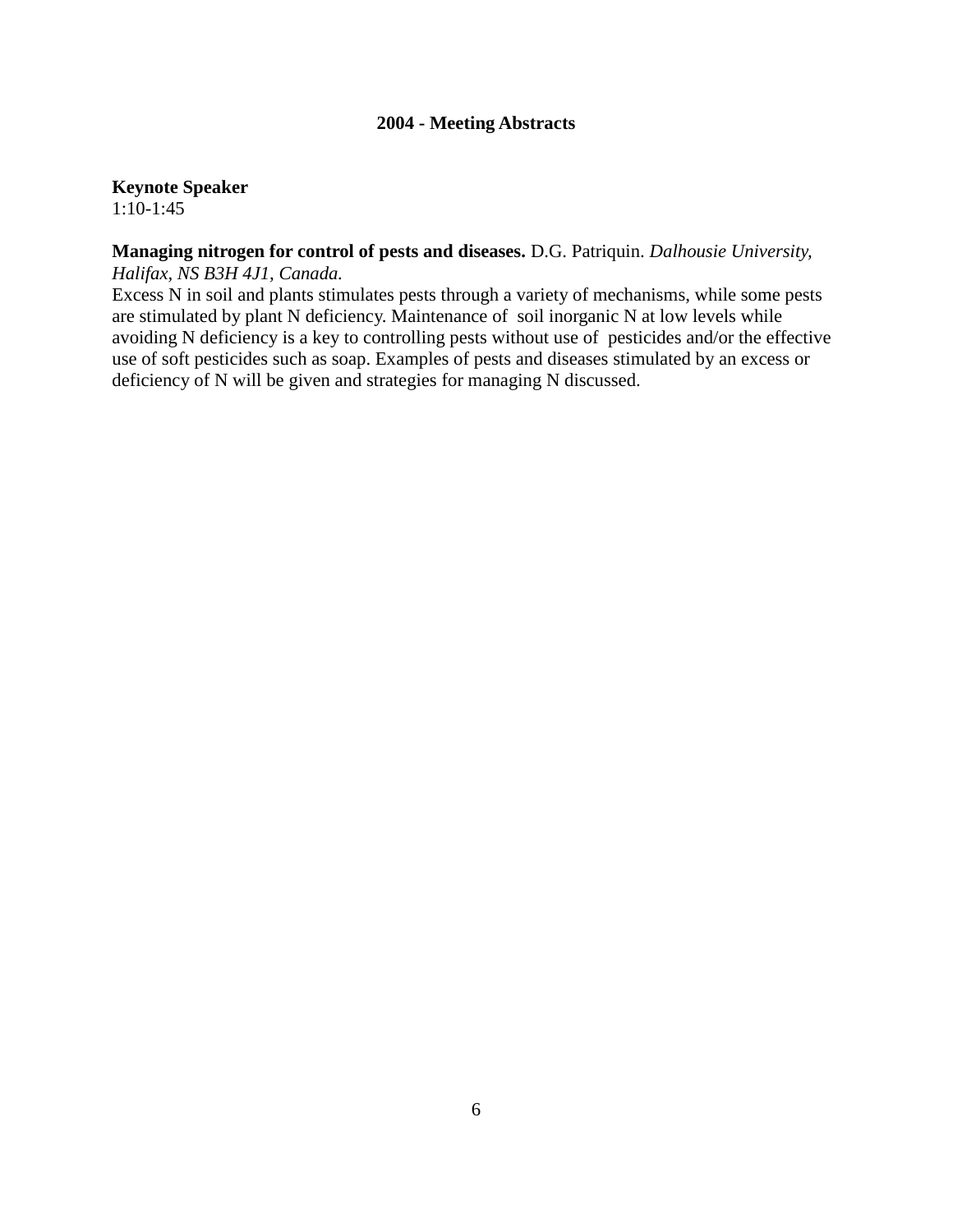## 2004 - Meeting Abstracts

**Keynote Speaker**
1:10-1:45

**Managing nitrogen for control of pests and diseases.** D.G. Patriquin. *Dalhousie University, Halifax, NS B3H 4J1, Canada.*
Excess N in soil and plants stimulates pests through a variety of mechanisms, while some pests are stimulated by plant N deficiency. Maintenance of soil inorganic N at low levels while avoiding N deficiency is a key to controlling pests without use of pesticides and/or the effective use of soft pesticides such as soap. Examples of pests and diseases stimulated by an excess or deficiency of N will be given and strategies for managing N discussed.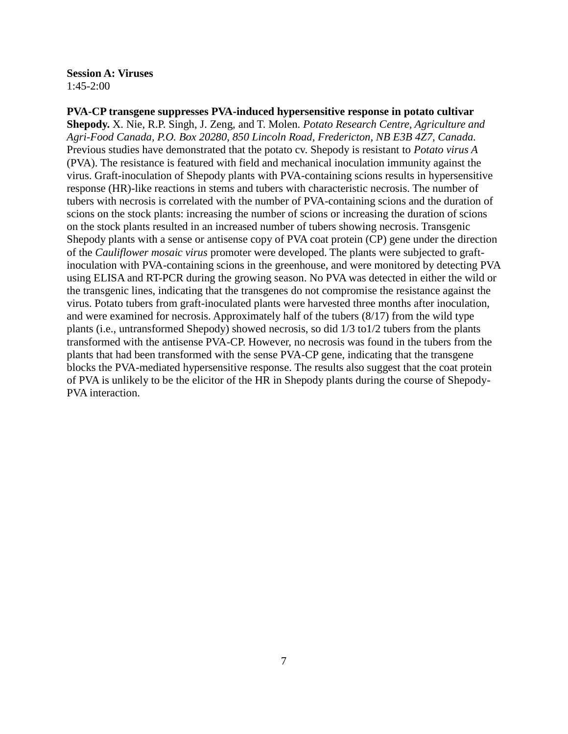**Session A: Viruses**
1:45-2:00

**PVA-CP transgene suppresses PVA-induced hypersensitive response in potato cultivar Shepody.** X. Nie, R.P. Singh, J. Zeng, and T. Molen. *Potato Research Centre, Agriculture and Agri-Food Canada, P.O. Box 20280, 850 Lincoln Road, Fredericton, NB E3B 4Z7, Canada.* Previous studies have demonstrated that the potato cv. Shepody is resistant to *Potato virus A* (PVA). The resistance is featured with field and mechanical inoculation immunity against the virus. Graft-inoculation of Shepody plants with PVA-containing scions results in hypersensitive response (HR)-like reactions in stems and tubers with characteristic necrosis. The number of tubers with necrosis is correlated with the number of PVA-containing scions and the duration of scions on the stock plants: increasing the number of scions or increasing the duration of scions on the stock plants resulted in an increased number of tubers showing necrosis. Transgenic Shepody plants with a sense or antisense copy of PVA coat protein (CP) gene under the direction of the *Cauliflower mosaic virus* promoter were developed. The plants were subjected to graft-inoculation with PVA-containing scions in the greenhouse, and were monitored by detecting PVA using ELISA and RT-PCR during the growing season. No PVA was detected in either the wild or the transgenic lines, indicating that the transgenes do not compromise the resistance against the virus. Potato tubers from graft-inoculated plants were harvested three months after inoculation, and were examined for necrosis. Approximately half of the tubers (8/17) from the wild type plants (i.e., untransformed Shepody) showed necrosis, so did 1/3 to1/2 tubers from the plants transformed with the antisense PVA-CP. However, no necrosis was found in the tubers from the plants that had been transformed with the sense PVA-CP gene, indicating that the transgene blocks the PVA-mediated hypersensitive response. The results also suggest that the coat protein of PVA is unlikely to be the elicitor of the HR in Shepody plants during the course of Shepody-PVA interaction.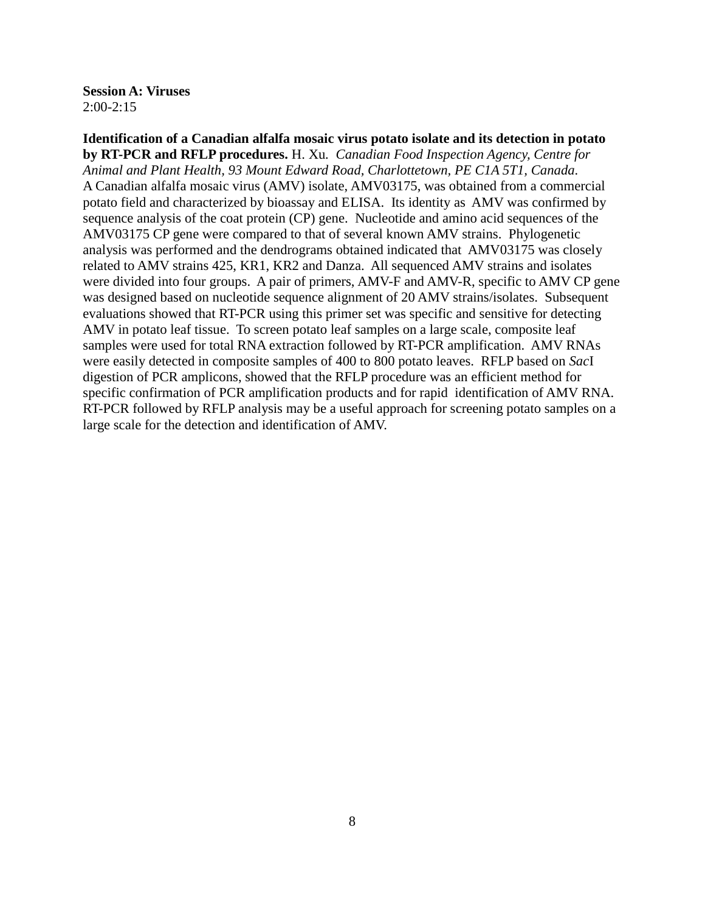**Session A: Viruses**
2:00-2:15

**Identification of a Canadian alfalfa mosaic virus potato isolate and its detection in potato by RT-PCR and RFLP procedures.** H. Xu. *Canadian Food Inspection Agency, Centre for Animal and Plant Health, 93 Mount Edward Road, Charlottetown, PE C1A 5T1, Canada.*
A Canadian alfalfa mosaic virus (AMV) isolate, AMV03175, was obtained from a commercial potato field and characterized by bioassay and ELISA. Its identity as AMV was confirmed by sequence analysis of the coat protein (CP) gene. Nucleotide and amino acid sequences of the AMV03175 CP gene were compared to that of several known AMV strains. Phylogenetic analysis was performed and the dendrograms obtained indicated that AMV03175 was closely related to AMV strains 425, KR1, KR2 and Danza. All sequenced AMV strains and isolates were divided into four groups. A pair of primers, AMV-F and AMV-R, specific to AMV CP gene was designed based on nucleotide sequence alignment of 20 AMV strains/isolates. Subsequent evaluations showed that RT-PCR using this primer set was specific and sensitive for detecting AMV in potato leaf tissue. To screen potato leaf samples on a large scale, composite leaf samples were used for total RNA extraction followed by RT-PCR amplification. AMV RNAs were easily detected in composite samples of 400 to 800 potato leaves. RFLP based on *Sac*I digestion of PCR amplicons, showed that the RFLP procedure was an efficient method for specific confirmation of PCR amplification products and for rapid identification of AMV RNA. RT-PCR followed by RFLP analysis may be a useful approach for screening potato samples on a large scale for the detection and identification of AMV.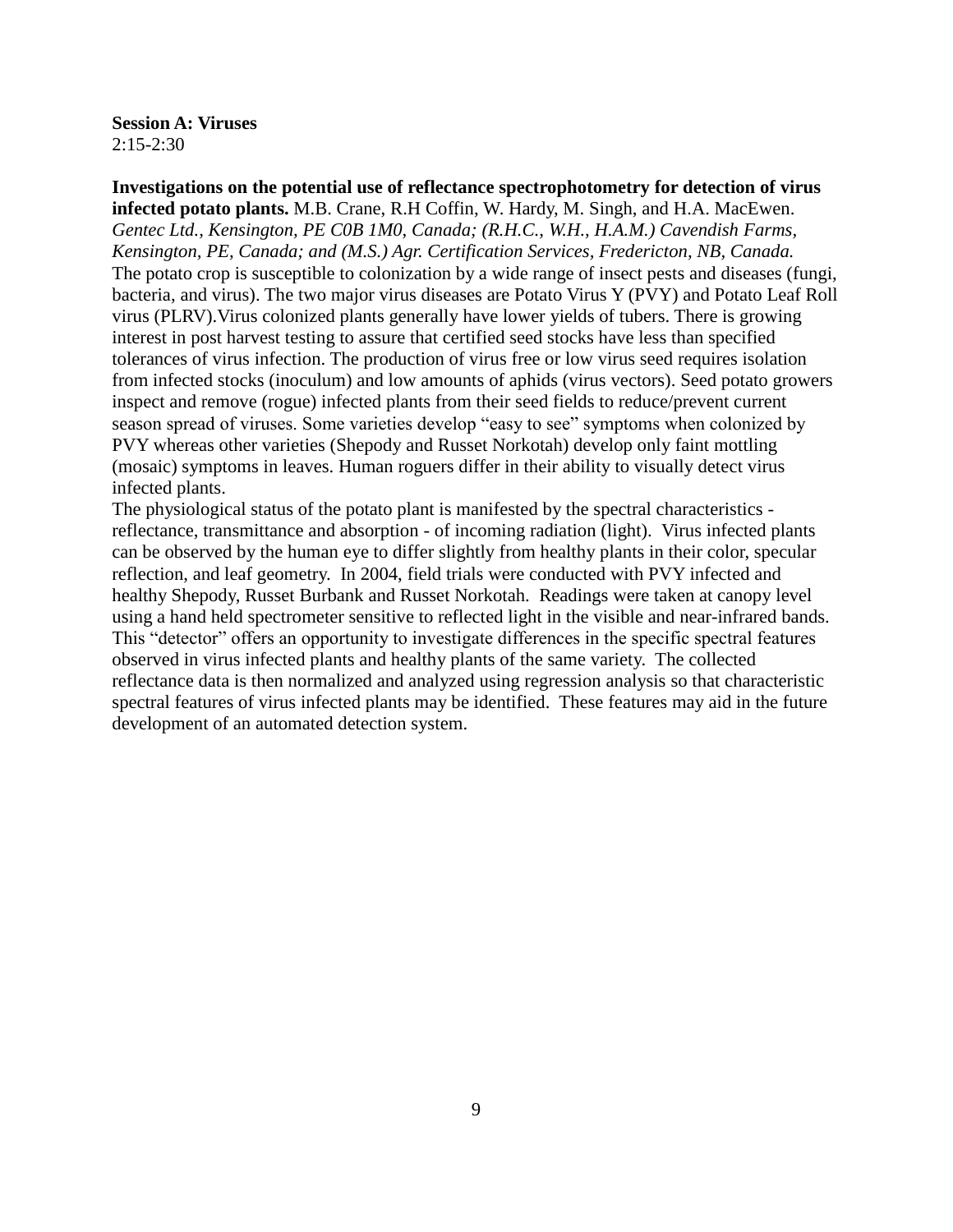**Session A: Viruses**
2:15-2:30

**Investigations on the potential use of reflectance spectrophotometry for detection of virus infected potato plants.** M.B. Crane, R.H Coffin, W. Hardy, M. Singh, and H.A. MacEwen. *Gentec Ltd., Kensington, PE C0B 1M0, Canada; (R.H.C., W.H., H.A.M.) Cavendish Farms, Kensington, PE, Canada; and (M.S.) Agr. Certification Services, Fredericton, NB, Canada.*
The potato crop is susceptible to colonization by a wide range of insect pests and diseases (fungi, bacteria, and virus). The two major virus diseases are Potato Virus Y (PVY) and Potato Leaf Roll virus (PLRV).Virus colonized plants generally have lower yields of tubers. There is growing interest in post harvest testing to assure that certified seed stocks have less than specified tolerances of virus infection. The production of virus free or low virus seed requires isolation from infected stocks (inoculum) and low amounts of aphids (virus vectors). Seed potato growers inspect and remove (rogue) infected plants from their seed fields to reduce/prevent current season spread of viruses. Some varieties develop "easy to see" symptoms when colonized by PVY whereas other varieties (Shepody and Russet Norkotah) develop only faint mottling (mosaic) symptoms in leaves. Human roguers differ in their ability to visually detect virus infected plants.
The physiological status of the potato plant is manifested by the spectral characteristics - reflectance, transmittance and absorption - of incoming radiation (light). Virus infected plants can be observed by the human eye to differ slightly from healthy plants in their color, specular reflection, and leaf geometry. In 2004, field trials were conducted with PVY infected and healthy Shepody, Russet Burbank and Russet Norkotah. Readings were taken at canopy level using a hand held spectrometer sensitive to reflected light in the visible and near-infrared bands. This "detector" offers an opportunity to investigate differences in the specific spectral features observed in virus infected plants and healthy plants of the same variety. The collected reflectance data is then normalized and analyzed using regression analysis so that characteristic spectral features of virus infected plants may be identified. These features may aid in the future development of an automated detection system.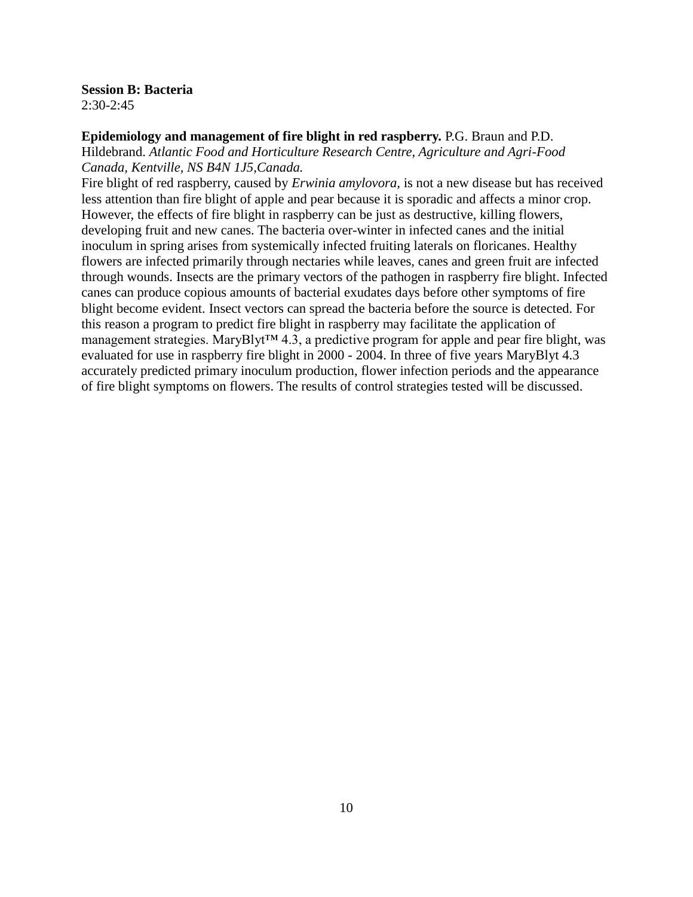**Session B: Bacteria**
2:30-2:45

**Epidemiology and management of fire blight in red raspberry.** P.G. Braun and P.D. Hildebrand. *Atlantic Food and Horticulture Research Centre, Agriculture and Agri-Food Canada, Kentville, NS B4N 1J5,Canada.*

Fire blight of red raspberry, caused by *Erwinia amylovora,* is not a new disease but has received less attention than fire blight of apple and pear because it is sporadic and affects a minor crop. However, the effects of fire blight in raspberry can be just as destructive, killing flowers, developing fruit and new canes. The bacteria over-winter in infected canes and the initial inoculum in spring arises from systemically infected fruiting laterals on floricanes. Healthy flowers are infected primarily through nectaries while leaves, canes and green fruit are infected through wounds. Insects are the primary vectors of the pathogen in raspberry fire blight. Infected canes can produce copious amounts of bacterial exudates days before other symptoms of fire blight become evident. Insect vectors can spread the bacteria before the source is detected. For this reason a program to predict fire blight in raspberry may facilitate the application of management strategies. MaryBlyt™ 4.3, a predictive program for apple and pear fire blight, was evaluated for use in raspberry fire blight in 2000 - 2004. In three of five years MaryBlyt 4.3 accurately predicted primary inoculum production, flower infection periods and the appearance of fire blight symptoms on flowers. The results of control strategies tested will be discussed.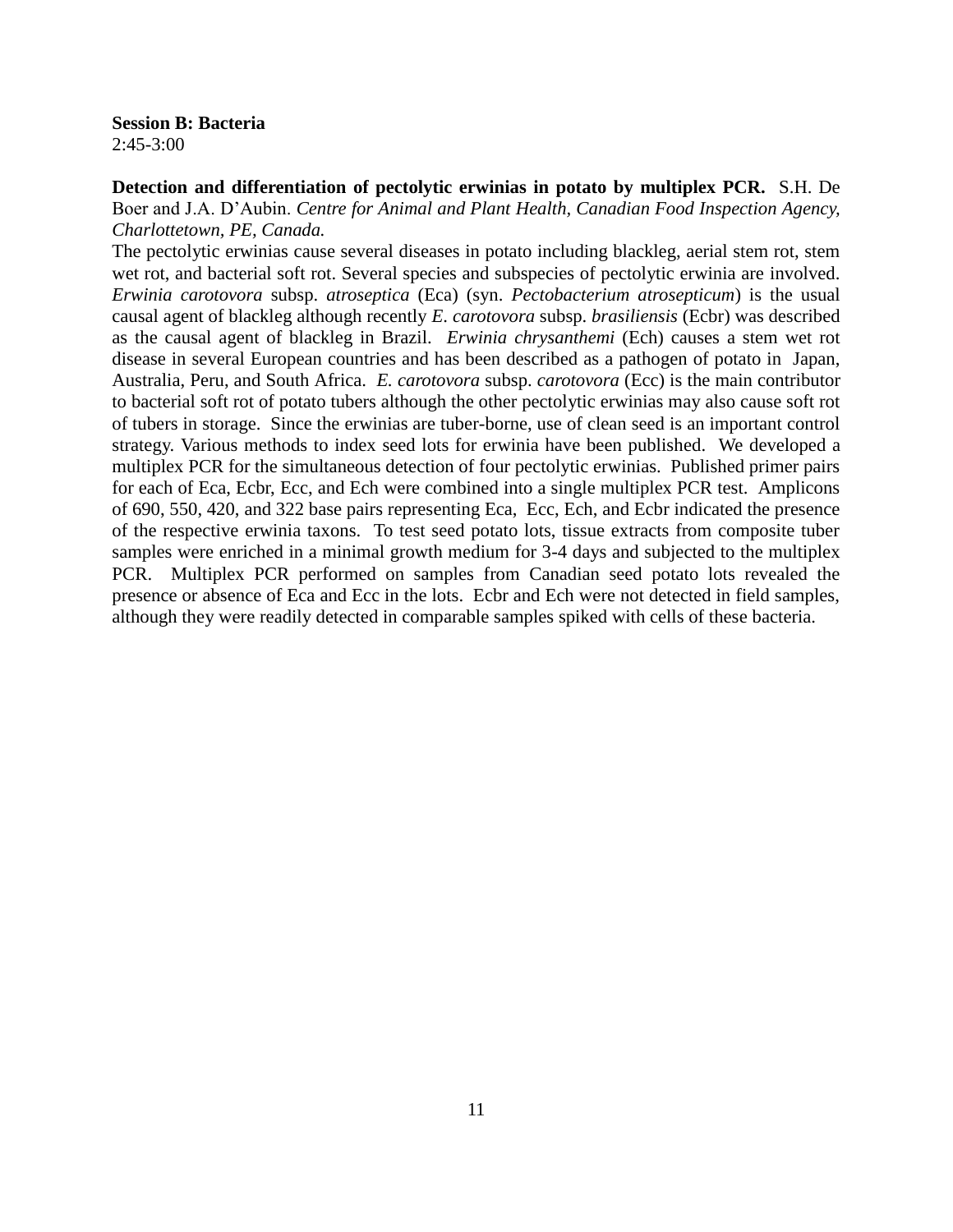**Session B: Bacteria**
2:45-3:00

**Detection and differentiation of pectolytic erwinias in potato by multiplex PCR.** S.H. De Boer and J.A. D'Aubin. *Centre for Animal and Plant Health, Canadian Food Inspection Agency, Charlottetown, PE, Canada.*

The pectolytic erwinias cause several diseases in potato including blackleg, aerial stem rot, stem wet rot, and bacterial soft rot. Several species and subspecies of pectolytic erwinia are involved. *Erwinia carotovora* subsp. *atroseptica* (Eca) (syn. *Pectobacterium atrosepticum*) is the usual causal agent of blackleg although recently *E. carotovora* subsp. *brasiliensis* (Ecbr) was described as the causal agent of blackleg in Brazil. *Erwinia chrysanthemi* (Ech) causes a stem wet rot disease in several European countries and has been described as a pathogen of potato in Japan, Australia, Peru, and South Africa. *E. carotovora* subsp. *carotovora* (Ecc) is the main contributor to bacterial soft rot of potato tubers although the other pectolytic erwinias may also cause soft rot of tubers in storage. Since the erwinias are tuber-borne, use of clean seed is an important control strategy. Various methods to index seed lots for erwinia have been published. We developed a multiplex PCR for the simultaneous detection of four pectolytic erwinias. Published primer pairs for each of Eca, Ecbr, Ecc, and Ech were combined into a single multiplex PCR test. Amplicons of 690, 550, 420, and 322 base pairs representing Eca, Ecc, Ech, and Ecbr indicated the presence of the respective erwinia taxons. To test seed potato lots, tissue extracts from composite tuber samples were enriched in a minimal growth medium for 3-4 days and subjected to the multiplex PCR. Multiplex PCR performed on samples from Canadian seed potato lots revealed the presence or absence of Eca and Ecc in the lots. Ecbr and Ech were not detected in field samples, although they were readily detected in comparable samples spiked with cells of these bacteria.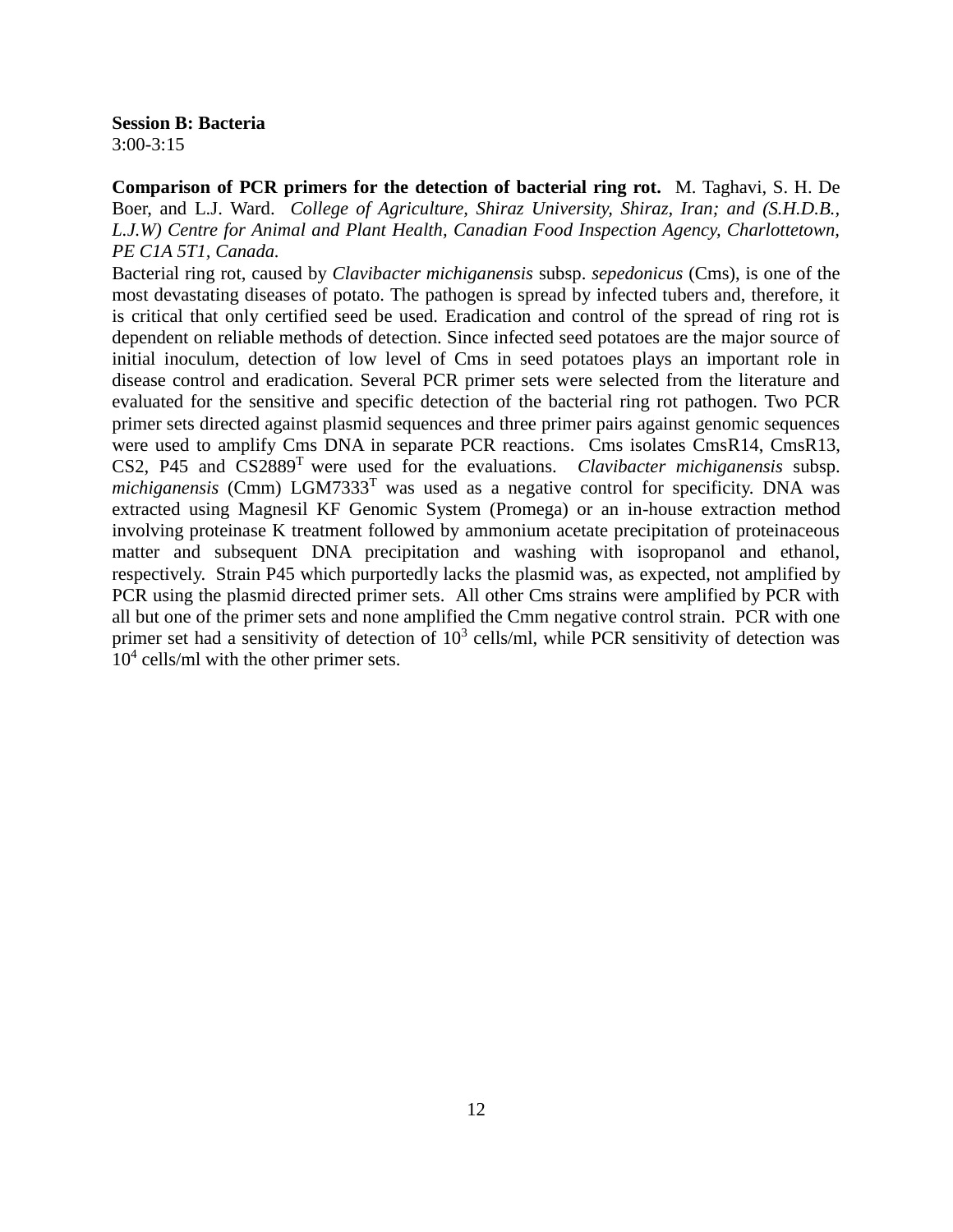**Session B: Bacteria**
3:00-3:15

**Comparison of PCR primers for the detection of bacterial ring rot.** M. Taghavi, S. H. De Boer, and L.J. Ward. *College of Agriculture, Shiraz University, Shiraz, Iran; and (S.H.D.B., L.J.W) Centre for Animal and Plant Health, Canadian Food Inspection Agency, Charlottetown, PE C1A 5T1, Canada.*

Bacterial ring rot, caused by *Clavibacter michiganensis* subsp. *sepedonicus* (Cms), is one of the most devastating diseases of potato. The pathogen is spread by infected tubers and, therefore, it is critical that only certified seed be used. Eradication and control of the spread of ring rot is dependent on reliable methods of detection. Since infected seed potatoes are the major source of initial inoculum, detection of low level of Cms in seed potatoes plays an important role in disease control and eradication. Several PCR primer sets were selected from the literature and evaluated for the sensitive and specific detection of the bacterial ring rot pathogen. Two PCR primer sets directed against plasmid sequences and three primer pairs against genomic sequences were used to amplify Cms DNA in separate PCR reactions. Cms isolates CmsR14, CmsR13, CS2, P45 and $CS2889^T$ were used for the evaluations. *Clavibacter michiganensis* subsp. *michiganensis* (Cmm) $LGM7333^T$ was used as a negative control for specificity. DNA was extracted using Magnesil KF Genomic System (Promega) or an in-house extraction method involving proteinase K treatment followed by ammonium acetate precipitation of proteinaceous matter and subsequent DNA precipitation and washing with isopropanol and ethanol, respectively. Strain P45 which purportedly lacks the plasmid was, as expected, not amplified by PCR using the plasmid directed primer sets. All other Cms strains were amplified by PCR with all but one of the primer sets and none amplified the Cmm negative control strain. PCR with one primer set had a sensitivity of detection of $10^3$ cells/ml, while PCR sensitivity of detection was $10^4$ cells/ml with the other primer sets.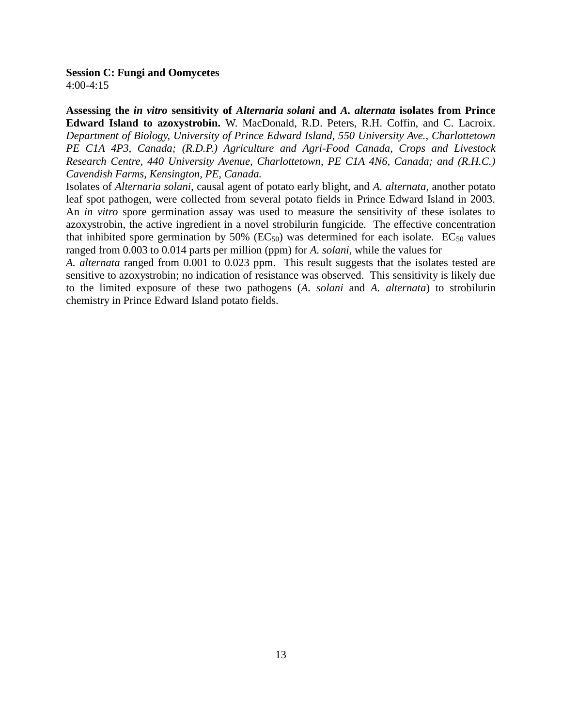**Session C: Fungi and Oomycetes**
4:00-4:15

**Assessing the *in vitro* sensitivity of *Alternaria solani* and *A. alternata* isolates from Prince Edward Island to azoxystrobin.** W. MacDonald, R.D. Peters, R.H. Coffin, and C. Lacroix. *Department of Biology, University of Prince Edward Island, 550 University Ave., Charlottetown PE C1A 4P3, Canada; (R.D.P.) Agriculture and Agri-Food Canada, Crops and Livestock Research Centre, 440 University Avenue, Charlottetown, PE C1A 4N6, Canada; and (R.H.C.) Cavendish Farms, Kensington, PE, Canada.*

Isolates of *Alternaria solani*, causal agent of potato early blight, and *A. alternata*, another potato leaf spot pathogen, were collected from several potato fields in Prince Edward Island in 2003. An *in vitro* spore germination assay was used to measure the sensitivity of these isolates to azoxystrobin, the active ingredient in a novel strobilurin fungicide. The effective concentration that inhibited spore germination by 50% ($EC_{50}$) was determined for each isolate. $EC_{50}$ values ranged from 0.003 to 0.014 parts per million (ppm) for *A. solani,* while the values for *A. alternata* ranged from 0.001 to 0.023 ppm. This result suggests that the isolates tested are sensitive to azoxystrobin; no indication of resistance was observed. This sensitivity is likely due to the limited exposure of these two pathogens (*A. solani* and *A. alternata*) to strobilurin chemistry in Prince Edward Island potato fields.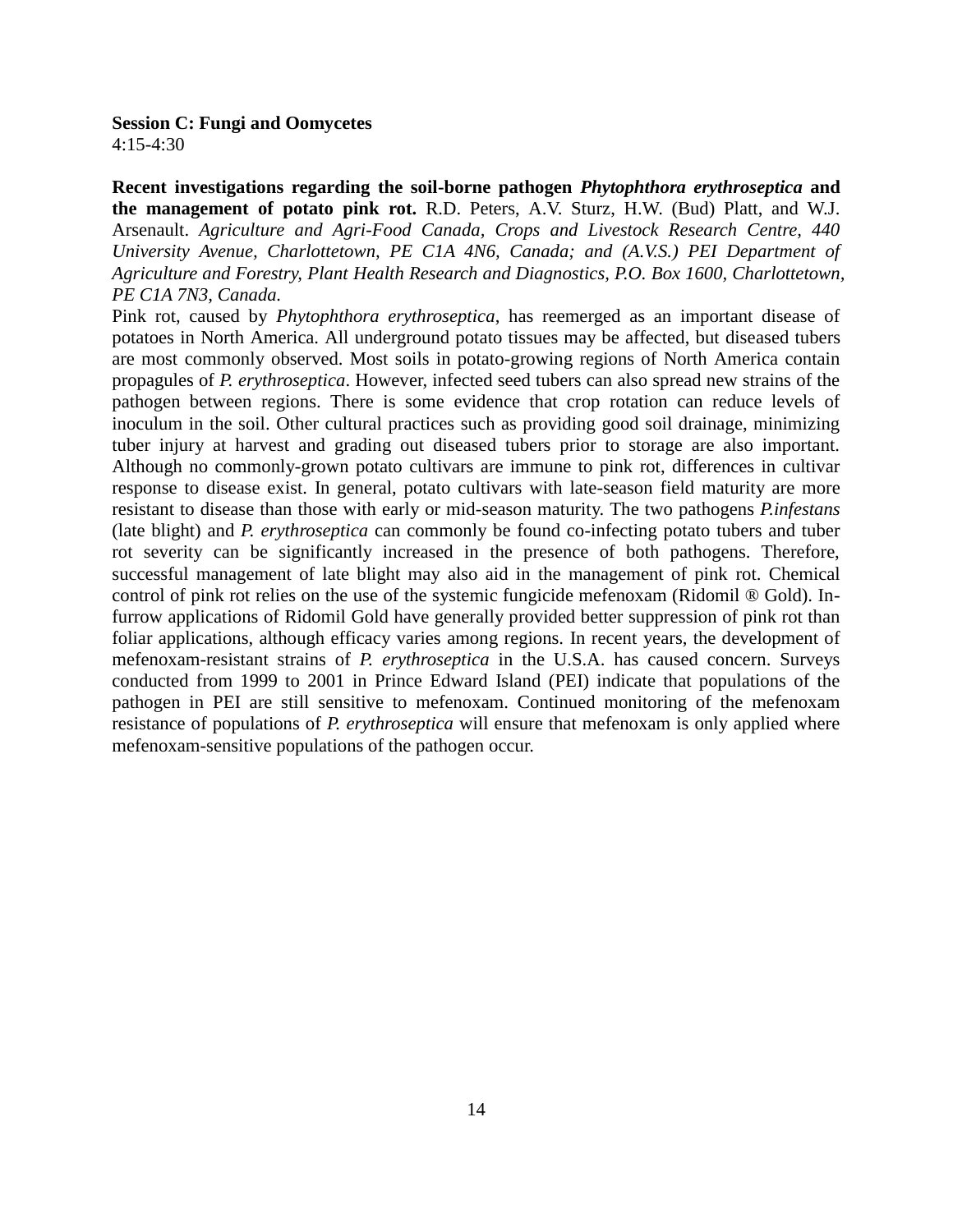**Session C: Fungi and Oomycetes**
4:15-4:30

**Recent investigations regarding the soil-borne pathogen *Phytophthora erythroseptica* and the management of potato pink rot.** R.D. Peters, A.V. Sturz, H.W. (Bud) Platt, and W.J. Arsenault. *Agriculture and Agri-Food Canada, Crops and Livestock Research Centre, 440 University Avenue, Charlottetown, PE C1A 4N6, Canada; and (A.V.S.) PEI Department of Agriculture and Forestry, Plant Health Research and Diagnostics, P.O. Box 1600, Charlottetown, PE C1A 7N3, Canada.*

Pink rot, caused by *Phytophthora erythroseptica*, has reemerged as an important disease of potatoes in North America. All underground potato tissues may be affected, but diseased tubers are most commonly observed. Most soils in potato-growing regions of North America contain propagules of *P. erythroseptica*. However, infected seed tubers can also spread new strains of the pathogen between regions. There is some evidence that crop rotation can reduce levels of inoculum in the soil. Other cultural practices such as providing good soil drainage, minimizing tuber injury at harvest and grading out diseased tubers prior to storage are also important. Although no commonly-grown potato cultivars are immune to pink rot, differences in cultivar response to disease exist. In general, potato cultivars with late-season field maturity are more resistant to disease than those with early or mid-season maturity. The two pathogens *P.infestans* (late blight) and *P. erythroseptica* can commonly be found co-infecting potato tubers and tuber rot severity can be significantly increased in the presence of both pathogens. Therefore, successful management of late blight may also aid in the management of pink rot. Chemical control of pink rot relies on the use of the systemic fungicide mefenoxam (Ridomil ® Gold). In-furrow applications of Ridomil Gold have generally provided better suppression of pink rot than foliar applications, although efficacy varies among regions. In recent years, the development of mefenoxam-resistant strains of *P. erythroseptica* in the U.S.A. has caused concern. Surveys conducted from 1999 to 2001 in Prince Edward Island (PEI) indicate that populations of the pathogen in PEI are still sensitive to mefenoxam. Continued monitoring of the mefenoxam resistance of populations of *P. erythroseptica* will ensure that mefenoxam is only applied where mefenoxam-sensitive populations of the pathogen occur.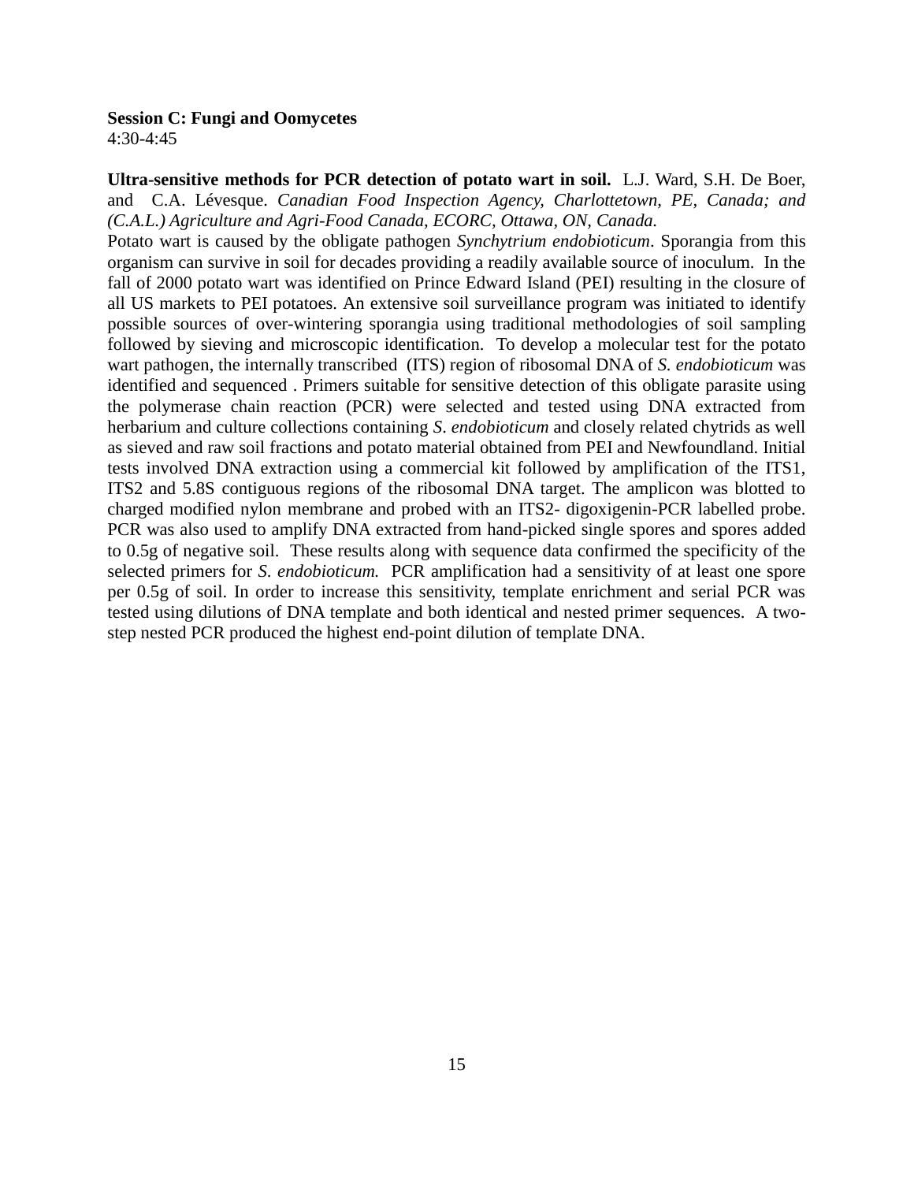**Session C: Fungi and Oomycetes**
4:30-4:45

**Ultra-sensitive methods for PCR detection of potato wart in soil.** L.J. Ward, S.H. De Boer, and C.A. Lévesque. *Canadian Food Inspection Agency, Charlottetown, PE, Canada; and (C.A.L.) Agriculture and Agri-Food Canada, ECORC, Ottawa, ON, Canada.*

Potato wart is caused by the obligate pathogen *Synchytrium endobioticum*. Sporangia from this organism can survive in soil for decades providing a readily available source of inoculum. In the fall of 2000 potato wart was identified on Prince Edward Island (PEI) resulting in the closure of all US markets to PEI potatoes. An extensive soil surveillance program was initiated to identify possible sources of over-wintering sporangia using traditional methodologies of soil sampling followed by sieving and microscopic identification. To develop a molecular test for the potato wart pathogen, the internally transcribed (ITS) region of ribosomal DNA of *S. endobioticum* was identified and sequenced . Primers suitable for sensitive detection of this obligate parasite using the polymerase chain reaction (PCR) were selected and tested using DNA extracted from herbarium and culture collections containing *S. endobioticum* and closely related chytrids as well as sieved and raw soil fractions and potato material obtained from PEI and Newfoundland. Initial tests involved DNA extraction using a commercial kit followed by amplification of the ITS1, ITS2 and 5.8S contiguous regions of the ribosomal DNA target. The amplicon was blotted to charged modified nylon membrane and probed with an ITS2- digoxigenin-PCR labelled probe. PCR was also used to amplify DNA extracted from hand-picked single spores and spores added to 0.5g of negative soil. These results along with sequence data confirmed the specificity of the selected primers for *S. endobioticum.* PCR amplification had a sensitivity of at least one spore per 0.5g of soil. In order to increase this sensitivity, template enrichment and serial PCR was tested using dilutions of DNA template and both identical and nested primer sequences. A two-step nested PCR produced the highest end-point dilution of template DNA.